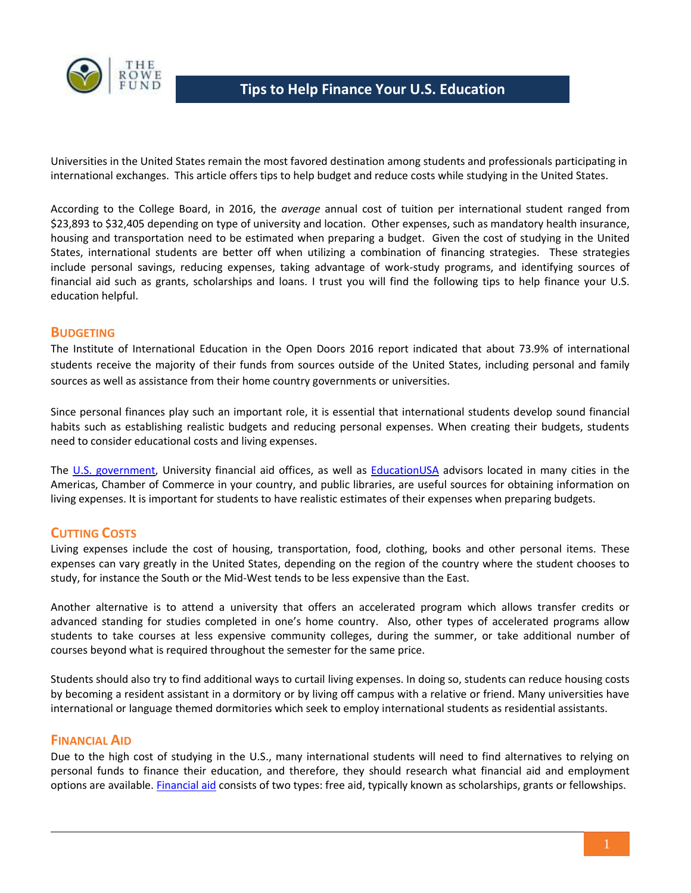# Tips to Help Finance Your U.S. Education

Universities in the United States remain the most favored destination among students and professionals participating in international exchanges. This article offers tips to help budget and reduce costs while studying in the United States.

According to the College Board, in 2016, the *average* annual cost of tuition per international student ranged from $23,893 to $32,405 depending on type of university and location. Other expenses, such as mandatory health insurance, housing and transportation need to be estimated when preparing a budget. Given the cost of studying in the United States, international students are better off when utilizing a combination of financing strategies. These strategies include personal savings, reducing expenses, taking advantage of work-study programs, and identifying sources of financial aid such as grants, scholarships and loans. I trust you will find the following tips to help finance your U.S. education helpful.

## Budgeting

The Institute of International Education in the Open Doors 2016 report indicated that about 73.9% of international students receive the majority of their funds from sources outside of the United States, including personal and family sources as well as assistance from their home country governments or universities.

Since personal finances play such an important role, it is essential that international students develop sound financial habits such as establishing realistic budgets and reducing personal expenses. When creating their budgets, students need to consider educational costs and living expenses.

The U.S. government, University financial aid offices, as well as EducationUSA advisors located in many cities in the Americas, Chamber of Commerce in your country, and public libraries, are useful sources for obtaining information on living expenses. It is important for students to have realistic estimates of their expenses when preparing budgets.

## Cutting Costs

Living expenses include the cost of housing, transportation, food, clothing, books and other personal items. These expenses can vary greatly in the United States, depending on the region of the country where the student chooses to study, for instance the South or the Mid-West tends to be less expensive than the East.

Another alternative is to attend a university that offers an accelerated program which allows transfer credits or advanced standing for studies completed in one's home country. Also, other types of accelerated programs allow students to take courses at less expensive community colleges, during the summer, or take additional number of courses beyond what is required throughout the semester for the same price.

Students should also try to find additional ways to curtail living expenses. In doing so, students can reduce housing costs by becoming a resident assistant in a dormitory or by living off campus with a relative or friend. Many universities have international or language themed dormitories which seek to employ international students as residential assistants.

## Financial Aid

Due to the high cost of studying in the U.S., many international students will need to find alternatives to relying on personal funds to finance their education, and therefore, they should research what financial aid and employment options are available. Financial aid consists of two types: free aid, typically known as scholarships, grants or fellowships.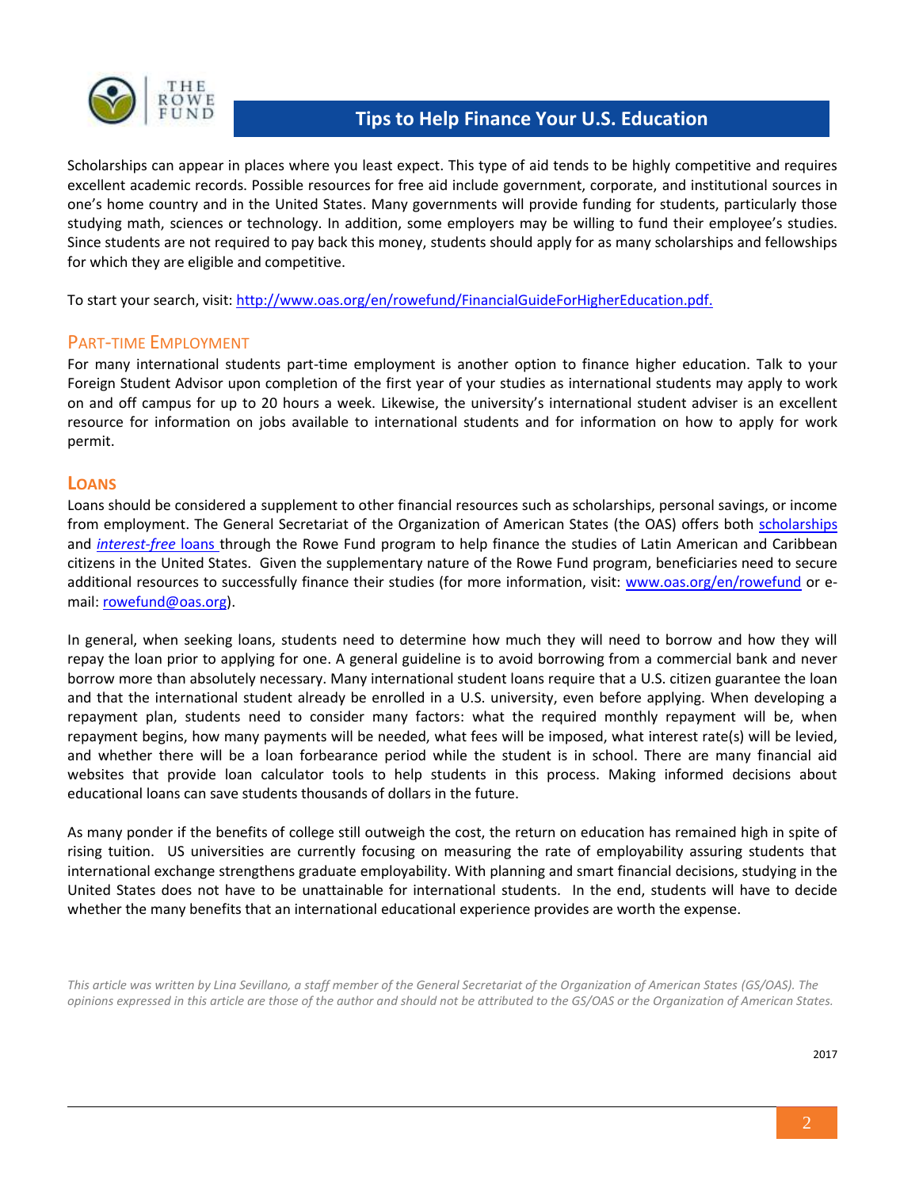Scholarships can appear in places where you least expect. This type of aid tends to be highly competitive and requires excellent academic records. Possible resources for free aid include government, corporate, and institutional sources in one's home country and in the United States. Many governments will provide funding for students, particularly those studying math, sciences or technology. In addition, some employers may be willing to fund their employee's studies. Since students are not required to pay back this money, students should apply for as many scholarships and fellowships for which they are eligible and competitive.

To start your search, visit: http://www.oas.org/en/rowefund/FinancialGuideForHigherEducation.pdf.

## Part-time Employment

For many international students part-time employment is another option to finance higher education. Talk to your Foreign Student Advisor upon completion of the first year of your studies as international students may apply to work on and off campus for up to 20 hours a week. Likewise, the university's international student adviser is an excellent resource for information on jobs available to international students and for information on how to apply for work permit.

## Loans

Loans should be considered a supplement to other financial resources such as scholarships, personal savings, or income from employment. The General Secretariat of the Organization of American States (the OAS) offers both scholarships and *interest-free* loans through the Rowe Fund program to help finance the studies of Latin American and Caribbean citizens in the United States. Given the supplementary nature of the Rowe Fund program, beneficiaries need to secure additional resources to successfully finance their studies (for more information, visit: www.oas.org/en/rowefund or e-mail: rowefund@oas.org).

In general, when seeking loans, students need to determine how much they will need to borrow and how they will repay the loan prior to applying for one. A general guideline is to avoid borrowing from a commercial bank and never borrow more than absolutely necessary. Many international student loans require that a U.S. citizen guarantee the loan and that the international student already be enrolled in a U.S. university, even before applying. When developing a repayment plan, students need to consider many factors: what the required monthly repayment will be, when repayment begins, how many payments will be needed, what fees will be imposed, what interest rate(s) will be levied, and whether there will be a loan forbearance period while the student is in school. There are many financial aid websites that provide loan calculator tools to help students in this process. Making informed decisions about educational loans can save students thousands of dollars in the future.

As many ponder if the benefits of college still outweigh the cost, the return on education has remained high in spite of rising tuition. US universities are currently focusing on measuring the rate of employability assuring students that international exchange strengthens graduate employability. With planning and smart financial decisions, studying in the United States does not have to be unattainable for international students. In the end, students will have to decide whether the many benefits that an international educational experience provides are worth the expense.

*This article was written by Lina Sevillano, a staff member of the General Secretariat of the Organization of American States (GS/OAS). The opinions expressed in this article are those of the author and should not be attributed to the GS/OAS or the Organization of American States.*

2017